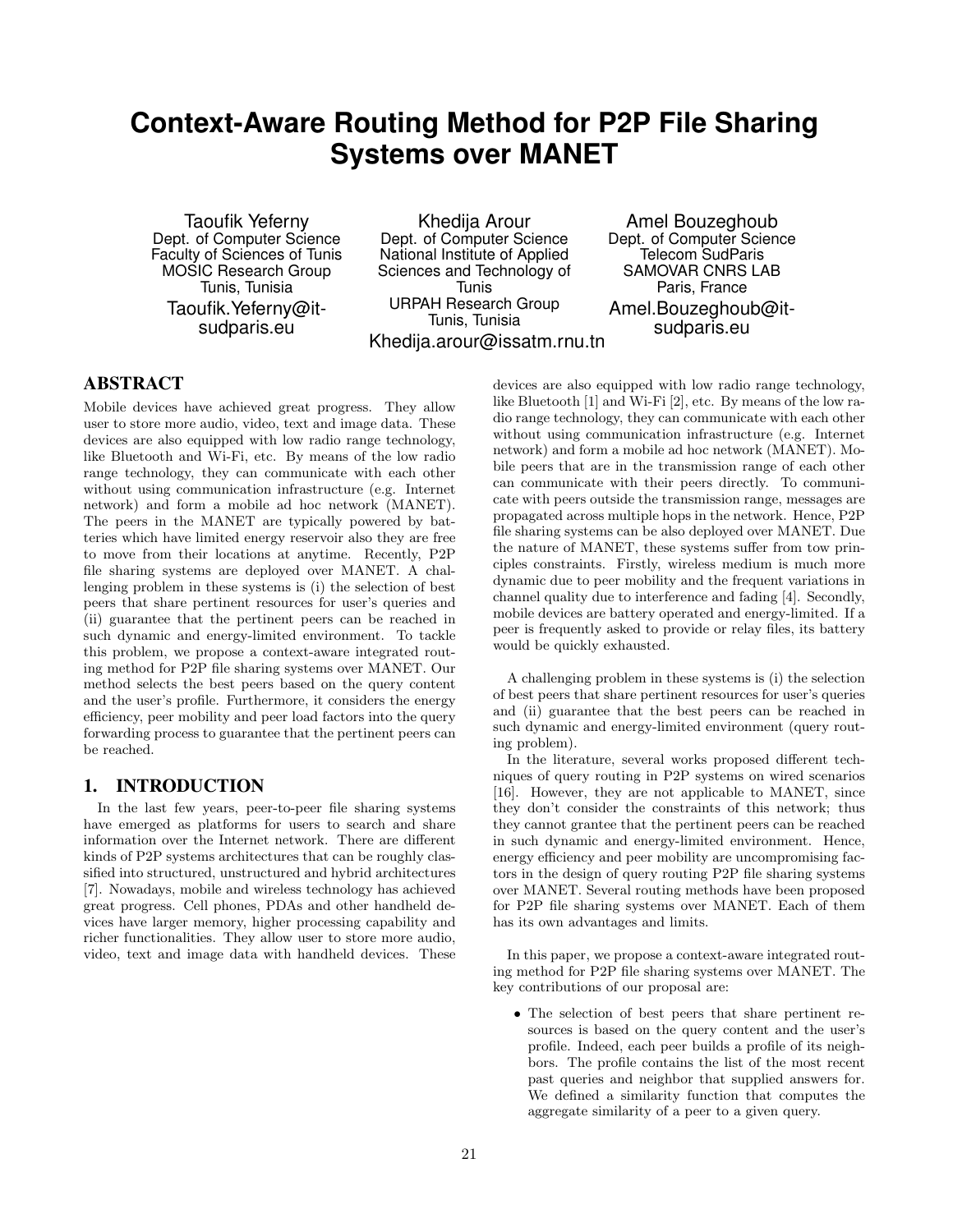# Context-Aware Routing Method for P2P File Sharing Systems over MANET

Taoufik Yeferny
Dept. of Computer Science
Faculty of Sciences of Tunis
MOSIC Research Group
Tunis, Tunisia
Taoufik.Yeferny@it-sudparis.eu

Khedija Arour
Dept. of Computer Science
National Institute of Applied Sciences and Technology of Tunis
URPAH Research Group
Tunis, Tunisia
Khedija.arour@issatm.rnu.tn

Amel Bouzeghoub
Dept. of Computer Science
Telecom SudParis
SAMOVAR CNRS LAB
Paris, France
Amel.Bouzeghoub@it-sudparis.eu

## ABSTRACT

Mobile devices have achieved great progress. They allow user to store more audio, video, text and image data. These devices are also equipped with low radio range technology, like Bluetooth and Wi-Fi, etc. By means of the low radio range technology, they can communicate with each other without using communication infrastructure (e.g. Internet network) and form a mobile ad hoc network (MANET). The peers in the MANET are typically powered by batteries which have limited energy reservoir also they are free to move from their locations at anytime. Recently, P2P file sharing systems are deployed over MANET. A challenging problem in these systems is (i) the selection of best peers that share pertinent resources for user's queries and (ii) guarantee that the pertinent peers can be reached in such dynamic and energy-limited environment. To tackle this problem, we propose a context-aware integrated routing method for P2P file sharing systems over MANET. Our method selects the best peers based on the query content and the user's profile. Furthermore, it considers the energy efficiency, peer mobility and peer load factors into the query forwarding process to guarantee that the pertinent peers can be reached.

## 1. INTRODUCTION

In the last few years, peer-to-peer file sharing systems have emerged as platforms for users to search and share information over the Internet network. There are different kinds of P2P systems architectures that can be roughly classified into structured, unstructured and hybrid architectures [7]. Nowadays, mobile and wireless technology has achieved great progress. Cell phones, PDAs and other handheld devices have larger memory, higher processing capability and richer functionalities. They allow user to store more audio, video, text and image data with handheld devices. These devices are also equipped with low radio range technology, like Bluetooth [1] and Wi-Fi [2], etc. By means of the low radio range technology, they can communicate with each other without using communication infrastructure (e.g. Internet network) and form a mobile ad hoc network (MANET). Mobile peers that are in the transmission range of each other can communicate with their peers directly. To communicate with peers outside the transmission range, messages are propagated across multiple hops in the network. Hence, P2P file sharing systems can be also deployed over MANET. Due the nature of MANET, these systems suffer from tow principles constraints. Firstly, wireless medium is much more dynamic due to peer mobility and the frequent variations in channel quality due to interference and fading [4]. Secondly, mobile devices are battery operated and energy-limited. If a peer is frequently asked to provide or relay files, its battery would be quickly exhausted.

A challenging problem in these systems is (i) the selection of best peers that share pertinent resources for user's queries and (ii) guarantee that the best peers can be reached in such dynamic and energy-limited environment (query routing problem).

In the literature, several works proposed different techniques of query routing in P2P systems on wired scenarios [16]. However, they are not applicable to MANET, since they don't consider the constraints of this network; thus they cannot grantee that the pertinent peers can be reached in such dynamic and energy-limited environment. Hence, energy efficiency and peer mobility are uncompromising factors in the design of query routing P2P file sharing systems over MANET. Several routing methods have been proposed for P2P file sharing systems over MANET. Each of them has its own advantages and limits.

In this paper, we propose a context-aware integrated routing method for P2P file sharing systems over MANET. The key contributions of our proposal are:

- The selection of best peers that share pertinent resources is based on the query content and the user's profile. Indeed, each peer builds a profile of its neighbors. The profile contains the list of the most recent past queries and neighbor that supplied answers for. We defined a similarity function that computes the aggregate similarity of a peer to a given query.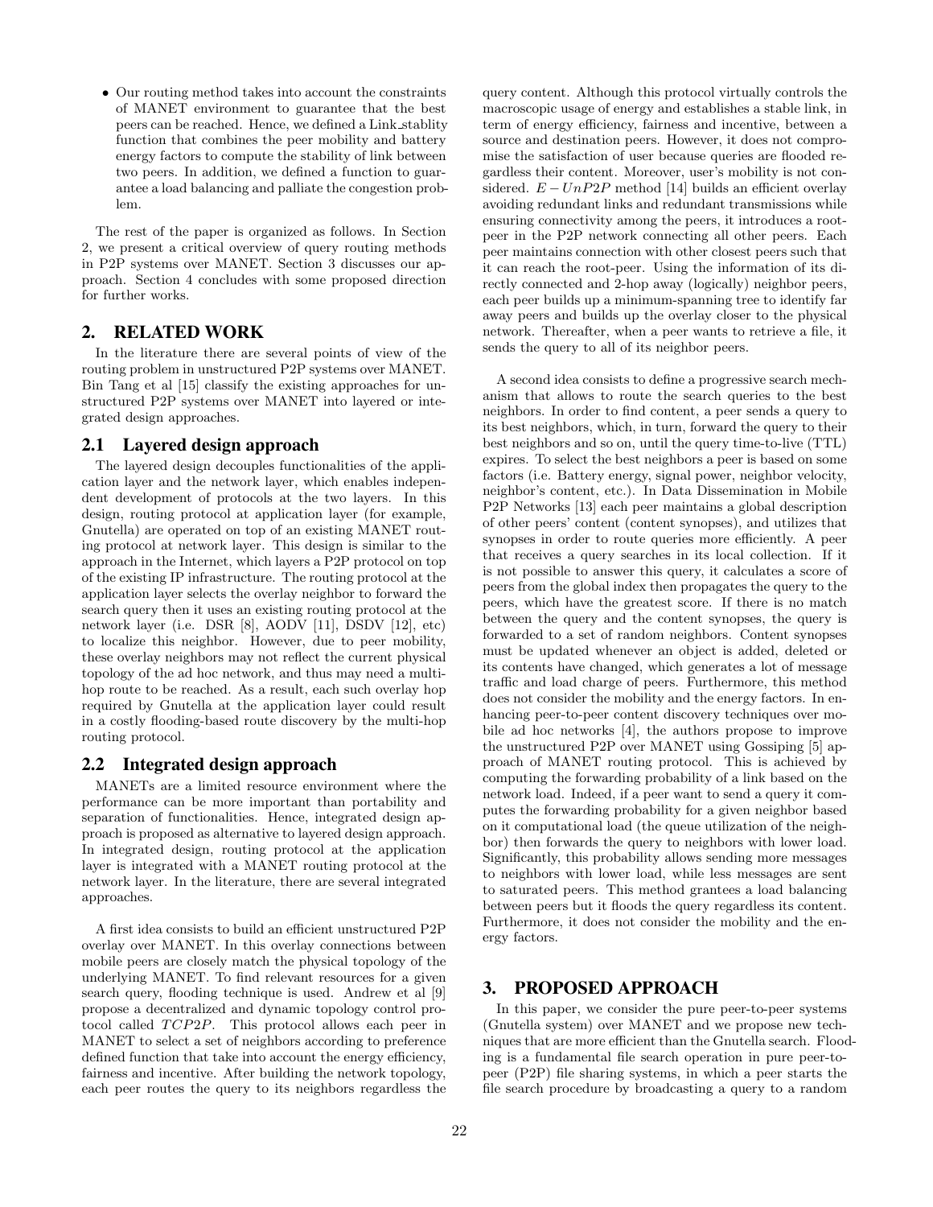- Our routing method takes into account the constraints of MANET environment to guarantee that the best peers can be reached. Hence, we defined a Link_stablity function that combines the peer mobility and battery energy factors to compute the stability of link between two peers. In addition, we defined a function to guarantee a load balancing and palliate the congestion problem.

The rest of the paper is organized as follows. In Section 2, we present a critical overview of query routing methods in P2P systems over MANET. Section 3 discusses our approach. Section 4 concludes with some proposed direction for further works.

## 2. RELATED WORK

In the literature there are several points of view of the routing problem in unstructured P2P systems over MANET. Bin Tang et al [15] classify the existing approaches for unstructured P2P systems over MANET into layered or integrated design approaches.

### 2.1 Layered design approach

The layered design decouples functionalities of the application layer and the network layer, which enables independent development of protocols at the two layers. In this design, routing protocol at application layer (for example, Gnutella) are operated on top of an existing MANET routing protocol at network layer. This design is similar to the approach in the Internet, which layers a P2P protocol on top of the existing IP infrastructure. The routing protocol at the application layer selects the overlay neighbor to forward the search query then it uses an existing routing protocol at the network layer (i.e. DSR [8], AODV [11], DSDV [12], etc) to localize this neighbor. However, due to peer mobility, these overlay neighbors may not reflect the current physical topology of the ad hoc network, and thus may need a multi-hop route to be reached. As a result, each such overlay hop required by Gnutella at the application layer could result in a costly flooding-based route discovery by the multi-hop routing protocol.

### 2.2 Integrated design approach

MANETs are a limited resource environment where the performance can be more important than portability and separation of functionalities. Hence, integrated design approach is proposed as alternative to layered design approach. In integrated design, routing protocol at the application layer is integrated with a MANET routing protocol at the network layer. In the literature, there are several integrated approaches.

A first idea consists to build an efficient unstructured P2P overlay over MANET. In this overlay connections between mobile peers are closely match the physical topology of the underlying MANET. To find relevant resources for a given search query, flooding technique is used. Andrew et al [9] propose a decentralized and dynamic topology control protocol called $TCP2P$. This protocol allows each peer in MANET to select a set of neighbors according to preference defined function that take into account the energy efficiency, fairness and incentive. After building the network topology, each peer routes the query to its neighbors regardless the query content. Although this protocol virtually controls the macroscopic usage of energy and establishes a stable link, in term of energy efficiency, fairness and incentive, between a source and destination peers. However, it does not compromise the satisfaction of user because queries are flooded regardless their content. Moreover, user's mobility is not considered. $E-UnP2P$ method [14] builds an efficient overlay avoiding redundant links and redundant transmissions while ensuring connectivity among the peers, it introduces a root-peer in the P2P network connecting all other peers. Each peer maintains connection with other closest peers such that it can reach the root-peer. Using the information of its directly connected and 2-hop away (logically) neighbor peers, each peer builds up a minimum-spanning tree to identify far away peers and builds up the overlay closer to the physical network. Thereafter, when a peer wants to retrieve a file, it sends the query to all of its neighbor peers.

A second idea consists to define a progressive search mechanism that allows to route the search queries to the best neighbors. In order to find content, a peer sends a query to its best neighbors, which, in turn, forward the query to their best neighbors and so on, until the query time-to-live (TTL) expires. To select the best neighbors a peer is based on some factors (i.e. Battery energy, signal power, neighbor velocity, neighbor's content, etc.). In Data Dissemination in Mobile P2P Networks [13] each peer maintains a global description of other peers' content (content synopses), and utilizes that synopses in order to route queries more efficiently. A peer that receives a query searches in its local collection. If it is not possible to answer this query, it calculates a score of peers from the global index then propagates the query to the peers, which have the greatest score. If there is no match between the query and the content synopses, the query is forwarded to a set of random neighbors. Content synopses must be updated whenever an object is added, deleted or its contents have changed, which generates a lot of message traffic and load charge of peers. Furthermore, this method does not consider the mobility and the energy factors. In enhancing peer-to-peer content discovery techniques over mobile ad hoc networks [4], the authors propose to improve the unstructured P2P over MANET using Gossiping [5] approach of MANET routing protocol. This is achieved by computing the forwarding probability of a link based on the network load. Indeed, if a peer want to send a query it computes the forwarding probability for a given neighbor based on it computational load (the queue utilization of the neighbor) then forwards the query to neighbors with lower load. Significantly, this probability allows sending more messages to neighbors with lower load, while less messages are sent to saturated peers. This method grantees a load balancing between peers but it floods the query regardless its content. Furthermore, it does not consider the mobility and the energy factors.

## 3. PROPOSED APPROACH

In this paper, we consider the pure peer-to-peer systems (Gnutella system) over MANET and we propose new techniques that are more efficient than the Gnutella search. Flooding is a fundamental file search operation in pure peer-to-peer (P2P) file sharing systems, in which a peer starts the file search procedure by broadcasting a query to a random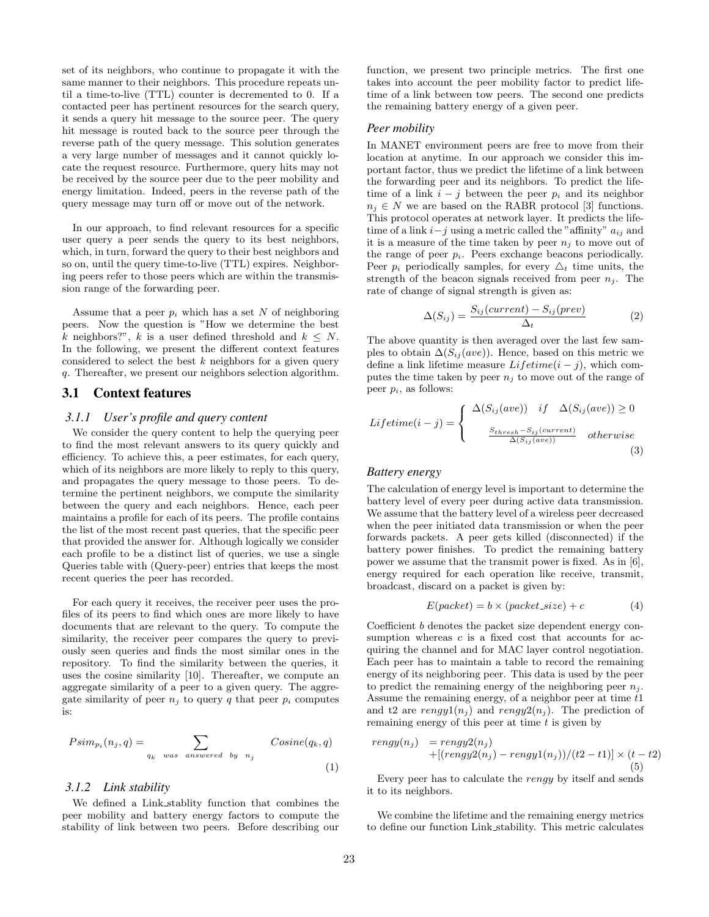set of its neighbors, who continue to propagate it with the same manner to their neighbors. This procedure repeats until a time-to-live (TTL) counter is decremented to 0. If a contacted peer has pertinent resources for the search query, it sends a query hit message to the source peer. The query hit message is routed back to the source peer through the reverse path of the query message. This solution generates a very large number of messages and it cannot quickly locate the request resource. Furthermore, query hits may not be received by the source peer due to the peer mobility and energy limitation. Indeed, peers in the reverse path of the query message may turn off or move out of the network.

In our approach, to find relevant resources for a specific user query a peer sends the query to its best neighbors, which, in turn, forward the query to their best neighbors and so on, until the query time-to-live (TTL) expires. Neighboring peers refer to those peers which are within the transmission range of the forwarding peer.

Assume that a peer $p_i$ which has a set $N$ of neighboring peers. Now the question is "How we determine the best $k$ neighbors?", $k$ is a user defined threshold and $k \leq N$. In the following, we present the different context features considered to select the best $k$ neighbors for a given query $q$. Thereafter, we present our neighbors selection algorithm.

## 3.1 Context features

### 3.1.1 User's profile and query content

We consider the query content to help the querying peer to find the most relevant answers to its query quickly and efficiency. To achieve this, a peer estimates, for each query, which of its neighbors are more likely to reply to this query, and propagates the query message to those peers. To determine the pertinent neighbors, we compute the similarity between the query and each neighbors. Hence, each peer maintains a profile for each of its peers. The profile contains the list of the most recent past queries, that the specific peer that provided the answer for. Although logically we consider each profile to be a distinct list of queries, we use a single Queries table with (Query-peer) entries that keeps the most recent queries the peer has recorded.

For each query it receives, the receiver peer uses the profiles of its peers to find which ones are more likely to have documents that are relevant to the query. To compute the similarity, the receiver peer compares the query to previously seen queries and finds the most similar ones in the repository. To find the similarity between the queries, it uses the cosine similarity [10]. Thereafter, we compute an aggregate similarity of a peer to a given query. The aggregate similarity of peer $n_j$ to query $q$ that peer $p_i$ computes is:

$$Psim_{p_i}(n_j, q) = \sum_{q_k \ \text{was answered by} \ n_j} Cosine(q_k, q) \tag{1}$$

### 3.1.2 Link stability

We defined a Link_stablity function that combines the peer mobility and battery energy factors to compute the stability of link between two peers. Before describing our function, we present two principle metrics. The first one takes into account the peer mobility factor to predict lifetime of a link between tow peers. The second one predicts the remaining battery energy of a given peer.

#### *Peer mobility*

In MANET environment peers are free to move from their location at anytime. In our approach we consider this important factor, thus we predict the lifetime of a link between the forwarding peer and its neighbors. To predict the lifetime of a link $i-j$ between the peer $p_i$ and its neighbor $n_j \in N$ we are based on the RABR protocol [3] functions. This protocol operates at network layer. It predicts the lifetime of a link $i-j$ using a metric called the "affinity" $a_{ij}$ and it is a measure of the time taken by peer $n_j$ to move out of the range of peer $p_i$. Peers exchange beacons periodically. Peer $p_i$ periodically samples, for every $\triangle_t$ time units, the strength of the beacon signals received from peer $n_j$. The rate of change of signal strength is given as:

$$\Delta(S_{ij}) = \frac{S_{ij}(current) - S_{ij}(prev)}{\Delta_t} \tag{2}$$

The above quantity is then averaged over the last few samples to obtain $\Delta(S_{ij}(ave))$. Hence, based on this metric we define a link lifetime measure $Lifetime(i-j)$, which computes the time taken by peer $n_j$ to move out of the range of peer $p_i$, as follows:

$$Lifetime(i-j) = \begin{cases} \Delta(S_{ij}(ave)) & if \quad \Delta(S_{ij}(ave)) \geq 0 \\ \frac{S_{thresh} - S_{ij}(current)}{\Delta(S_{ij}(ave))} & otherwise \end{cases} \tag{3}$$

#### *Battery energy*

The calculation of energy level is important to determine the battery level of every peer during active data transmission. We assume that the battery level of a wireless peer decreased when the peer initiated data transmission or when the peer forwards packets. A peer gets killed (disconnected) if the battery power finishes. To predict the remaining battery power we assume that the transmit power is fixed. As in [6], energy required for each operation like receive, transmit, broadcast, discard on a packet is given by:

$$E(packet) = b \times (packet\_size) + c \tag{4}$$

Coefficient $b$ denotes the packet size dependent energy consumption whereas $c$ is a fixed cost that accounts for acquiring the channel and for MAC layer control negotiation. Each peer has to maintain a table to record the remaining energy of its neighboring peer. This data is used by the peer to predict the remaining energy of the neighboring peer $n_j$. Assume the remaining energy, of a neighbor peer at time $t1$ and t2 are $rengy1(n_j)$ and $rengy2(n_j)$. The prediction of remaining energy of this peer at time $t$ is given by

$$\begin{aligned} rengy(n_j) &= rengy2(n_j) \\ &+ [(rengy2(n_j) - rengy1(n_j))/(t2 - t1)] \times (t - t2) \end{aligned} \tag{5}$$

Every peer has to calculate the $rengy$ by itself and sends it to its neighbors.

We combine the lifetime and the remaining energy metrics to define our function Link_stability. This metric calculates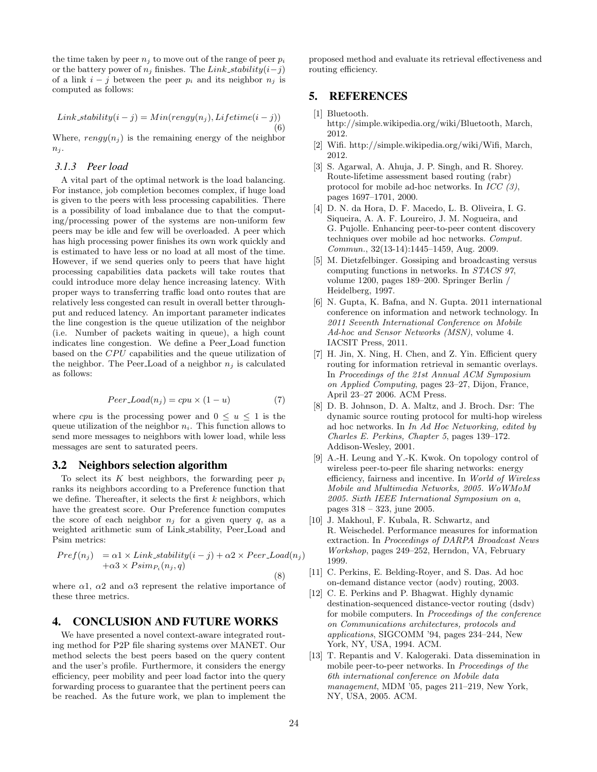the time taken by peer $n_j$ to move out of the range of peer $p_i$ or the battery power of $n_j$ finishes. The $Link\_stability(i-j)$ of a link $i-j$ between the peer $p_i$ and its neighbor $n_j$ is computed as follows:

$$Link\_stability(i-j) = Min(rengy(n_j), Lifetime(i-j)) \tag{6}$$

Where, $rengy(n_j)$ is the remaining energy of the neighbor $n_j$.

#### 3.1.3 *Peer load*

A vital part of the optimal network is the load balancing. For instance, job completion becomes complex, if huge load is given to the peers with less processing capabilities. There is a possibility of load imbalance due to that the computing/processing power of the systems are non-uniform few peers may be idle and few will be overloaded. A peer which has high processing power finishes its own work quickly and is estimated to have less or no load at all most of the time. However, if we send queries only to peers that have hight processing capabilities data packets will take routes that could introduce more delay hence increasing latency. With proper ways to transferring traffic load onto routes that are relatively less congested can result in overall better throughput and reduced latency. An important parameter indicates the line congestion is the queue utilization of the neighbor (i.e. Number of packets waiting in queue), a high count indicates line congestion. We define a Peer_Load function based on the $CPU$ capabilities and the queue utilization of the neighbor. The Peer_Load of a neighbor $n_j$ is calculated as follows:

$$Peer\_Load(n_j) = cpu \times (1-u) \tag{7}$$

where $cpu$ is the processing power and $0 \leq u \leq 1$ is the queue utilization of the neighbor $n_i$. This function allows to send more messages to neighbors with lower load, while less messages are sent to saturated peers.

### 3.2 Neighbors selection algorithm

To select its $K$ best neighbors, the forwarding peer $p_i$ ranks its neighbors according to a Preference function that we define. Thereafter, it selects the first $k$ neighbors, which have the greatest score. Our Preference function computes the score of each neighbor $n_j$ for a given query $q$, as a weighted arithmetic sum of Link_stability, Peer_Load and Psim metrics:

$$\begin{aligned} Pref(n_j) &= \alpha 1 \times Link\_stability(i-j) + \alpha 2 \times Peer\_Load(n_j) \\ &+ \alpha 3 \times Psim_{P_i}(n_j, q) \end{aligned} \tag{8}$$

where $\alpha 1$, $\alpha 2$ and $\alpha 3$ represent the relative importance of these three metrics.

## 4. CONCLUSION AND FUTURE WORKS

We have presented a novel context-aware integrated routing method for P2P file sharing systems over MANET. Our method selects the best peers based on the query content and the user's profile. Furthermore, it considers the energy efficiency, peer mobility and peer load factor into the query forwarding process to guarantee that the pertinent peers can be reached. As the future work, we plan to implement the proposed method and evaluate its retrieval effectiveness and routing efficiency.

## 5. REFERENCES

[1] Bluetooth. http://simple.wikipedia.org/wiki/Bluetooth, March, 2012.

[2] Wifi. http://simple.wikipedia.org/wiki/Wifi, March, 2012.

[3] S. Agarwal, A. Ahuja, J. P. Singh, and R. Shorey. Route-lifetime assessment based routing (rabr) protocol for mobile ad-hoc networks. In *ICC (3)*, pages 1697–1701, 2000.

[4] D. N. da Hora, D. F. Macedo, L. B. Oliveira, I. G. Siqueira, A. A. F. Loureiro, J. M. Nogueira, and G. Pujolle. Enhancing peer-to-peer content discovery techniques over mobile ad hoc networks. *Comput. Commun.*, 32(13-14):1445–1459, Aug. 2009.

[5] M. Dietzfelbinger. Gossiping and broadcasting versus computing functions in networks. In *STACS 97*, volume 1200, pages 189–200. Springer Berlin / Heidelberg, 1997.

[6] N. Gupta, K. Bafna, and N. Gupta. 2011 international conference on information and network technology. In *2011 Seventh International Conference on Mobile Ad-hoc and Sensor Networks (MSN)*, volume 4. IACSIT Press, 2011.

[7] H. Jin, X. Ning, H. Chen, and Z. Yin. Efficient query routing for information retrieval in semantic overlays. In *Proceedings of the 21st Annual ACM Symposium on Applied Computing*, pages 23–27, Dijon, France, April 23–27 2006. ACM Press.

[8] D. B. Johnson, D. A. Maltz, and J. Broch. Dsr: The dynamic source routing protocol for multi-hop wireless ad hoc networks. In *In Ad Hoc Networking, edited by Charles E. Perkins, Chapter 5*, pages 139–172. Addison-Wesley, 2001.

[9] A.-H. Leung and Y.-K. Kwok. On topology control of wireless peer-to-peer file sharing networks: energy efficiency, fairness and incentive. In *World of Wireless Mobile and Multimedia Networks, 2005. WoWMoM 2005. Sixth IEEE International Symposium on a*, pages 318 – 323, june 2005.

[10] J. Makhoul, F. Kubala, R. Schwartz, and R. Weischedel. Performance measures for information extraction. In *Proceedings of DARPA Broadcast News Workshop*, pages 249–252, Herndon, VA, February 1999.

[11] C. Perkins, E. Belding-Royer, and S. Das. Ad hoc on-demand distance vector (aodv) routing, 2003.

[12] C. E. Perkins and P. Bhagwat. Highly dynamic destination-sequenced distance-vector routing (dsdv) for mobile computers. In *Proceedings of the conference on Communications architectures, protocols and applications*, SIGCOMM '94, pages 234–244, New York, NY, USA, 1994. ACM.

[13] T. Repantis and V. Kalogeraki. Data dissemination in mobile peer-to-peer networks. In *Proceedings of the 6th international conference on Mobile data management*, MDM '05, pages 211–219, New York, NY, USA, 2005. ACM.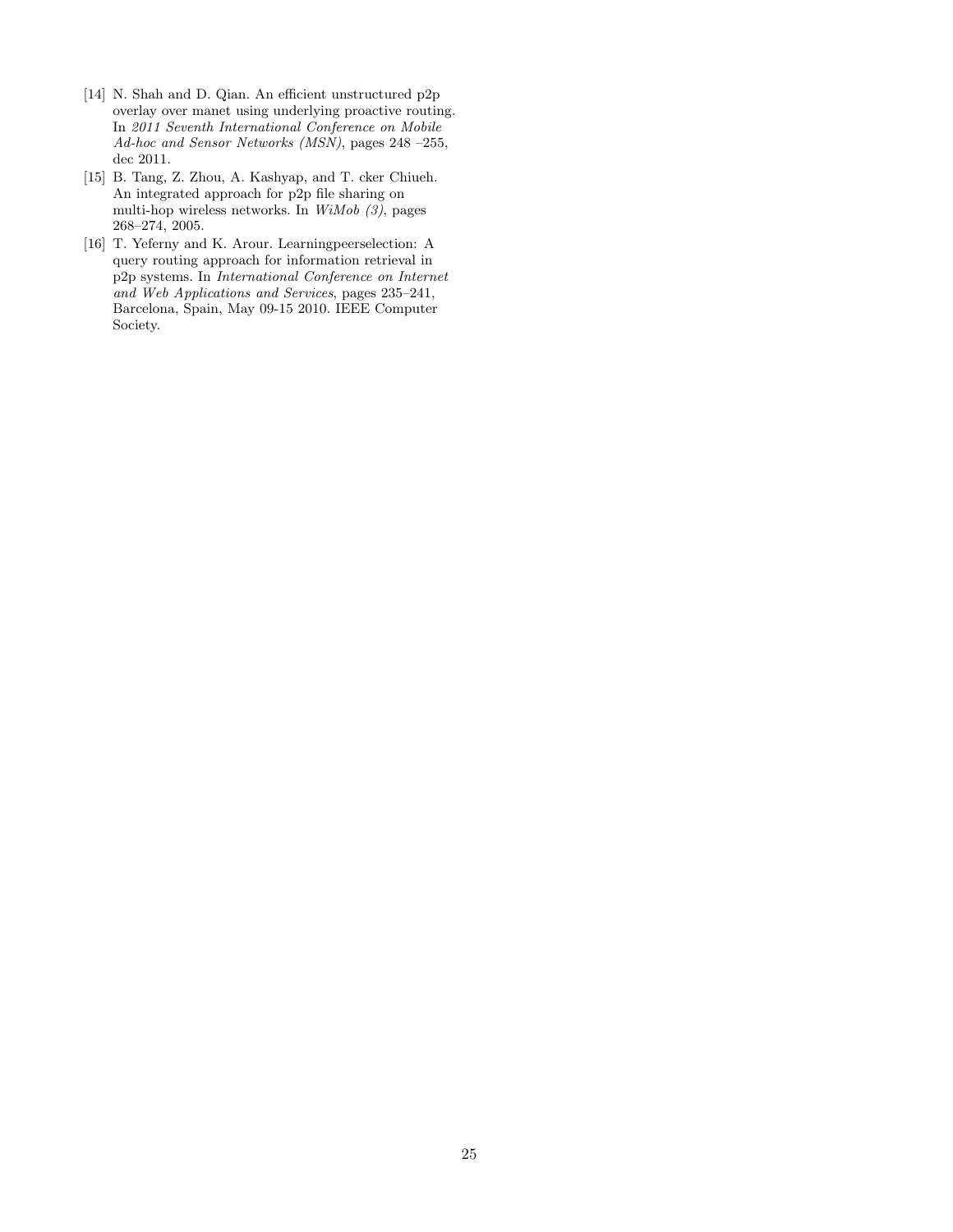[14] N. Shah and D. Qian. An efficient unstructured p2p overlay over manet using underlying proactive routing. In *2011 Seventh International Conference on Mobile Ad-hoc and Sensor Networks (MSN)*, pages 248 –255, dec 2011.

[15] B. Tang, Z. Zhou, A. Kashyap, and T. cker Chiueh. An integrated approach for p2p file sharing on multi-hop wireless networks. In *WiMob (3)*, pages 268–274, 2005.

[16] T. Yeferny and K. Arour. Learningpeerselection: A query routing approach for information retrieval in p2p systems. In *International Conference on Internet and Web Applications and Services*, pages 235–241, Barcelona, Spain, May 09-15 2010. IEEE Computer Society.